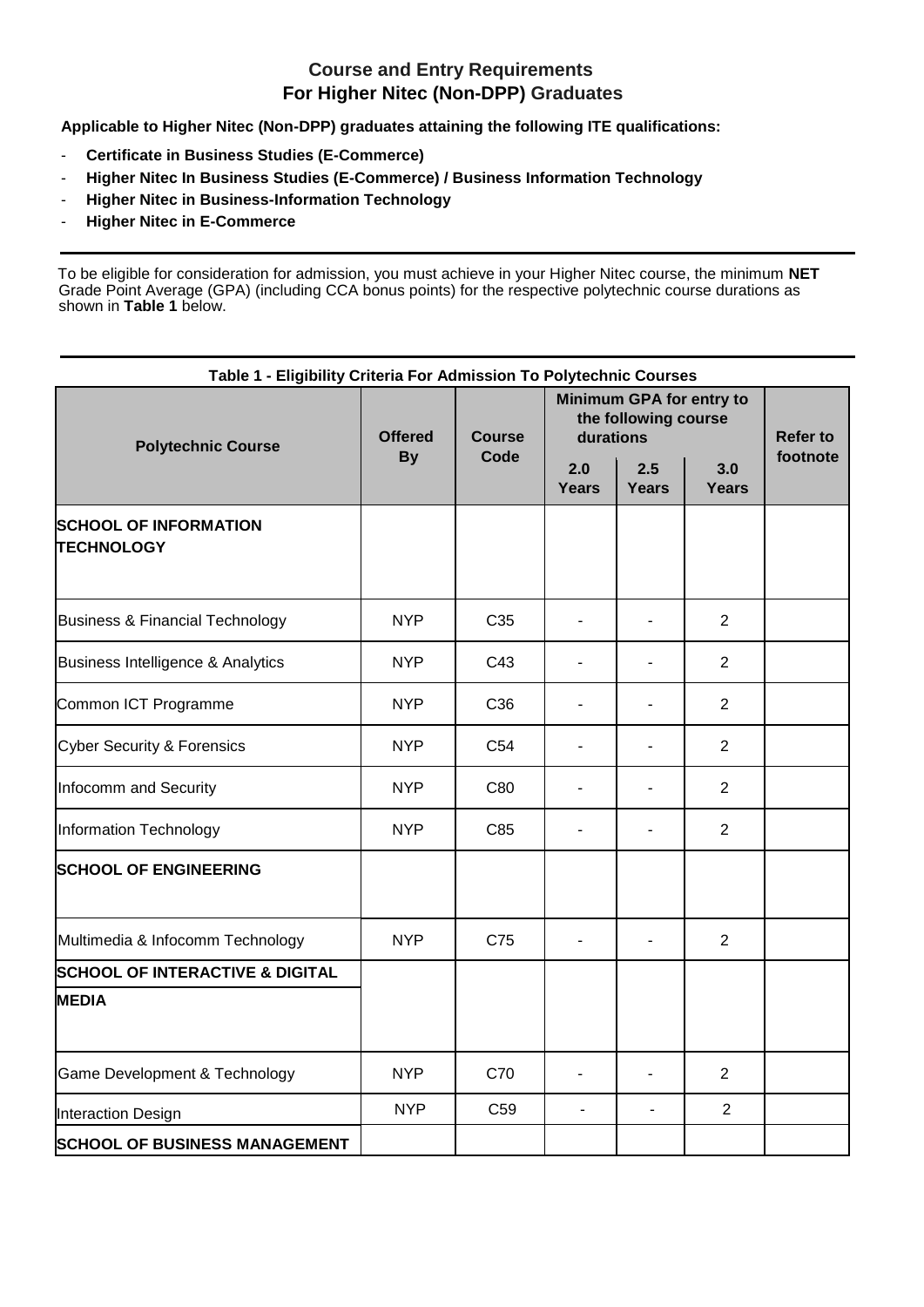# Course and Entry Requirements
## For Higher Nitec (Non-DPP) Graduates

**Applicable to Higher Nitec (Non-DPP) graduates attaining the following ITE qualifications:**

- **Certificate in Business Studies (E-Commerce)**
- **Higher Nitec In Business Studies (E-Commerce) / Business Information Technology**
- **Higher Nitec in Business-Information Technology**
- **Higher Nitec in E-Commerce**

To be eligible for consideration for admission, you must achieve in your Higher Nitec course, the minimum **NET** Grade Point Average (GPA) (including CCA bonus points) for the respective polytechnic course durations as shown in **Table 1** below.

**Table 1 - Eligibility Criteria For Admission To Polytechnic Courses**

| Polytechnic Course | Offered By | Course Code | Minimum GPA for entry to the following course durations | | | Refer to footnote |
|---|---|---|---|---|---|---|
| | | | 2.0 Years | 2.5 Years | 3.0 Years | |
| **SCHOOL OF INFORMATION TECHNOLOGY** | | | | | | |
| Business & Financial Technology | NYP | C35 | - | - | 2 | |
| Business Intelligence & Analytics | NYP | C43 | - | - | 2 | |
| Common ICT Programme | NYP | C36 | - | - | 2 | |
| Cyber Security & Forensics | NYP | C54 | - | - | 2 | |
| Infocomm and Security | NYP | C80 | - | - | 2 | |
| Information Technology | NYP | C85 | - | - | 2 | |
| **SCHOOL OF ENGINEERING** | | | | | | |
| Multimedia & Infocomm Technology | NYP | C75 | - | - | 2 | |
| **SCHOOL OF INTERACTIVE & DIGITAL MEDIA** | | | | | | |
| Game Development & Technology | NYP | C70 | - | - | 2 | |
| Interaction Design | NYP | C59 | - | - | 2 | |
| **SCHOOL OF BUSINESS MANAGEMENT** | | | | | | |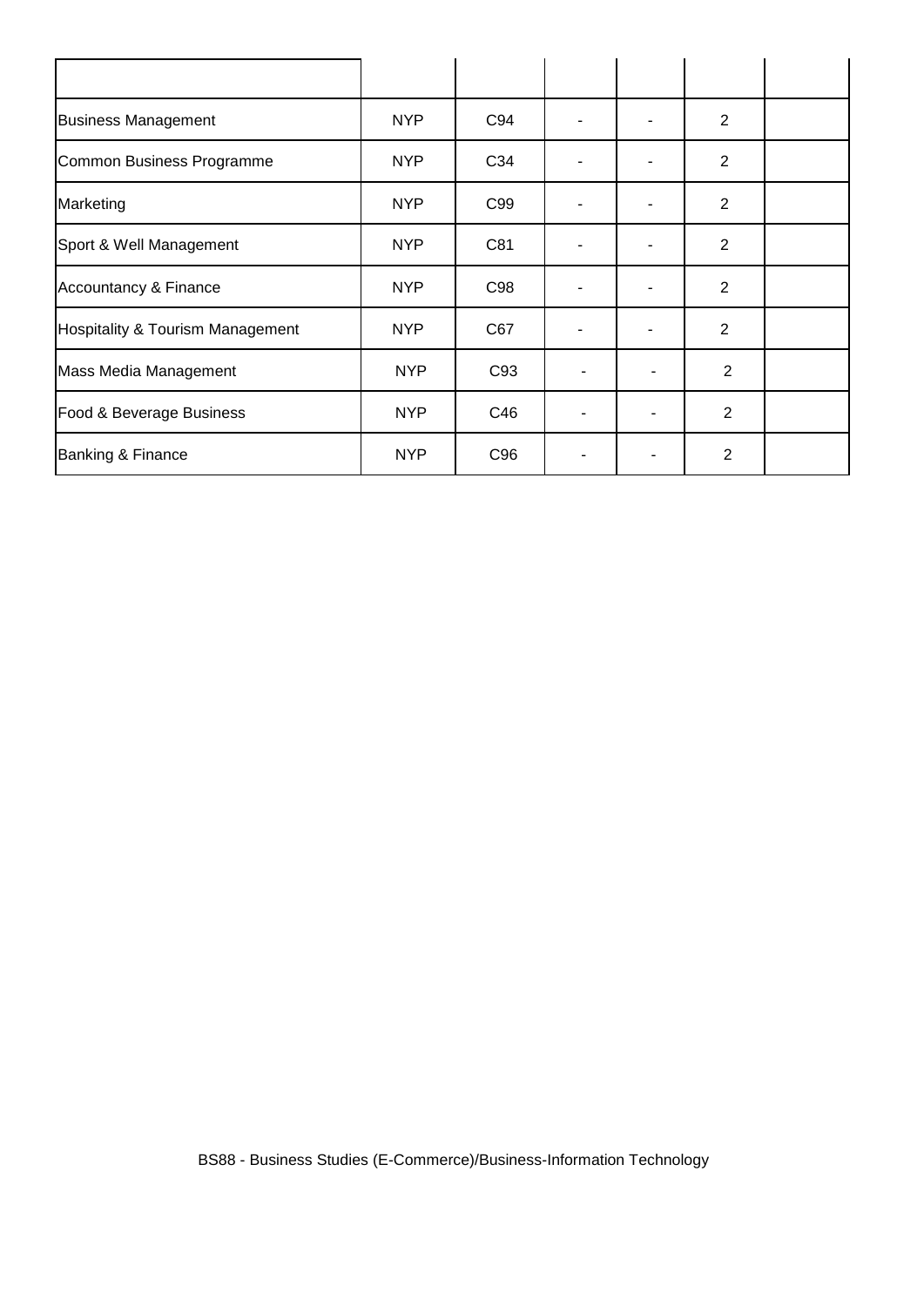| | | | | | | |
|---|---|---|---|---|---|---|
| Business Management | NYP | C94 | - | - | 2 | |
| Common Business Programme | NYP | C34 | - | - | 2 | |
| Marketing | NYP | C99 | - | - | 2 | |
| Sport & Well Management | NYP | C81 | - | - | 2 | |
| Accountancy & Finance | NYP | C98 | - | - | 2 | |
| Hospitality & Tourism Management | NYP | C67 | - | - | 2 | |
| Mass Media Management | NYP | C93 | - | - | 2 | |
| Food & Beverage Business | NYP | C46 | - | - | 2 | |
| Banking & Finance | NYP | C96 | - | - | 2 | |